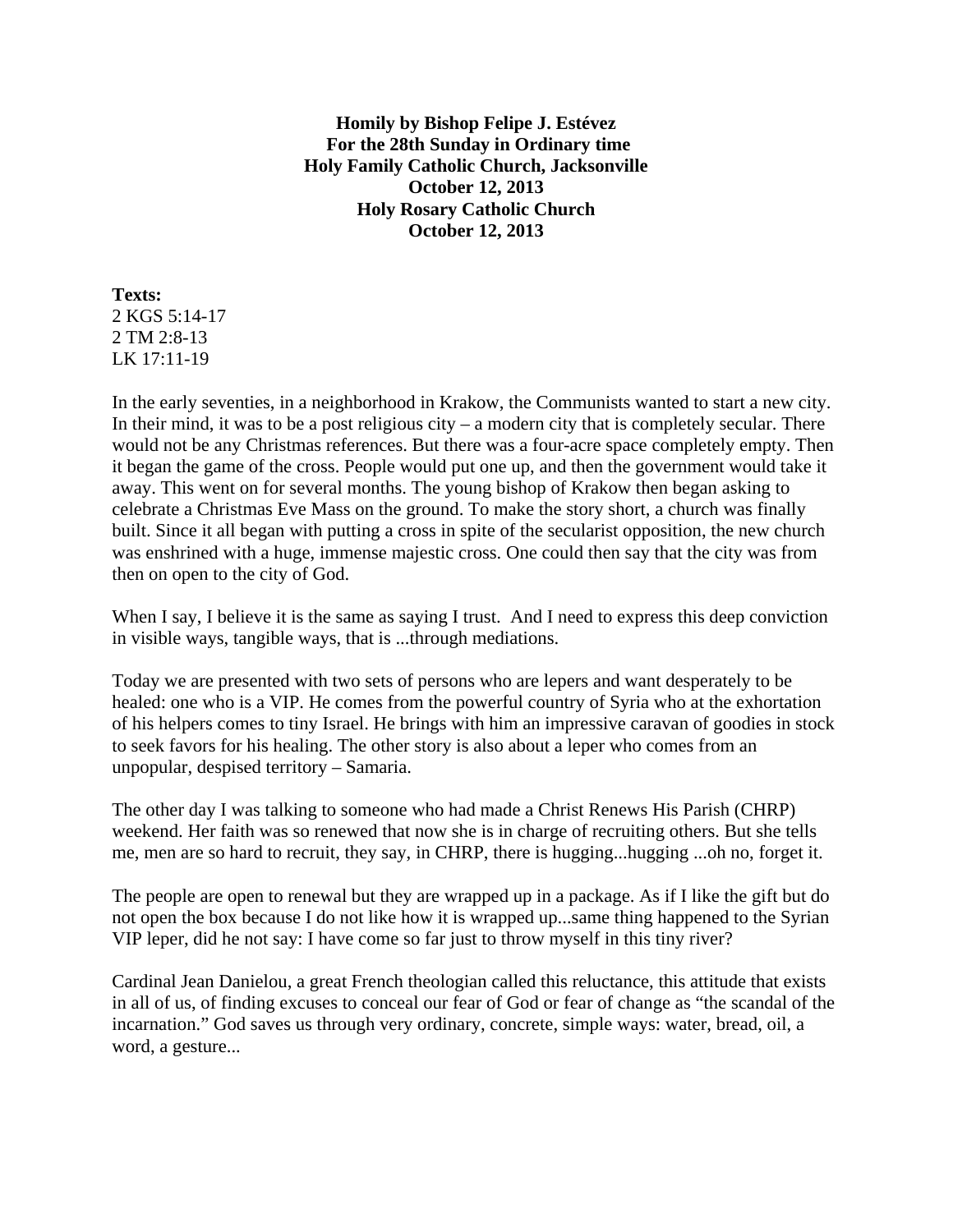**Homily by Bishop Felipe J. Estévez**
**For the 28th Sunday in Ordinary time**
**Holy Family Catholic Church, Jacksonville**
**October 12, 2013**
**Holy Rosary Catholic Church**
**October 12, 2013**

**Texts:**
2 KGS 5:14-17
2 TM 2:8-13
LK 17:11-19

In the early seventies, in a neighborhood in Krakow, the Communists wanted to start a new city. In their mind, it was to be a post religious city – a modern city that is completely secular. There would not be any Christmas references. But there was a four-acre space completely empty. Then it began the game of the cross. People would put one up, and then the government would take it away. This went on for several months. The young bishop of Krakow then began asking to celebrate a Christmas Eve Mass on the ground. To make the story short, a church was finally built. Since it all began with putting a cross in spite of the secularist opposition, the new church was enshrined with a huge, immense majestic cross. One could then say that the city was from then on open to the city of God.

When I say, I believe it is the same as saying I trust. And I need to express this deep conviction in visible ways, tangible ways, that is ...through mediations.

Today we are presented with two sets of persons who are lepers and want desperately to be healed: one who is a VIP. He comes from the powerful country of Syria who at the exhortation of his helpers comes to tiny Israel. He brings with him an impressive caravan of goodies in stock to seek favors for his healing. The other story is also about a leper who comes from an unpopular, despised territory – Samaria.

The other day I was talking to someone who had made a Christ Renews His Parish (CHRP) weekend. Her faith was so renewed that now she is in charge of recruiting others. But she tells me, men are so hard to recruit, they say, in CHRP, there is hugging...hugging ...oh no, forget it.

The people are open to renewal but they are wrapped up in a package. As if I like the gift but do not open the box because I do not like how it is wrapped up...same thing happened to the Syrian VIP leper, did he not say: I have come so far just to throw myself in this tiny river?

Cardinal Jean Danielou, a great French theologian called this reluctance, this attitude that exists in all of us, of finding excuses to conceal our fear of God or fear of change as "the scandal of the incarnation." God saves us through very ordinary, concrete, simple ways: water, bread, oil, a word, a gesture...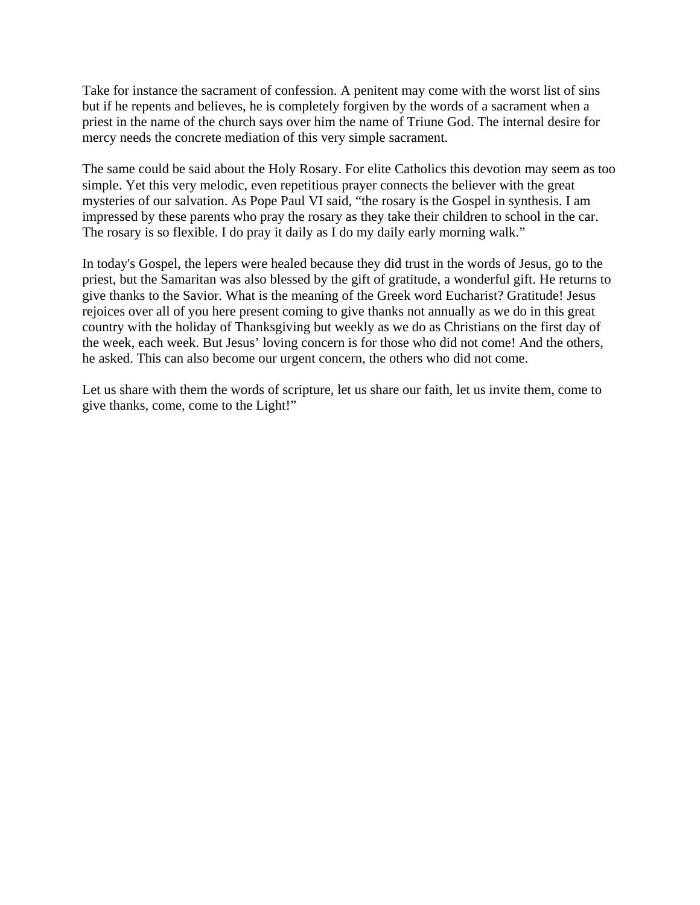Take for instance the sacrament of confession. A penitent may come with the worst list of sins but if he repents and believes, he is completely forgiven by the words of a sacrament when a priest in the name of the church says over him the name of Triune God. The internal desire for mercy needs the concrete mediation of this very simple sacrament.

The same could be said about the Holy Rosary. For elite Catholics this devotion may seem as too simple. Yet this very melodic, even repetitious prayer connects the believer with the great mysteries of our salvation. As Pope Paul VI said, "the rosary is the Gospel in synthesis. I am impressed by these parents who pray the rosary as they take their children to school in the car. The rosary is so flexible. I do pray it daily as I do my daily early morning walk."

In today's Gospel, the lepers were healed because they did trust in the words of Jesus, go to the priest, but the Samaritan was also blessed by the gift of gratitude, a wonderful gift. He returns to give thanks to the Savior. What is the meaning of the Greek word Eucharist? Gratitude! Jesus rejoices over all of you here present coming to give thanks not annually as we do in this great country with the holiday of Thanksgiving but weekly as we do as Christians on the first day of the week, each week. But Jesus' loving concern is for those who did not come! And the others, he asked. This can also become our urgent concern, the others who did not come.

Let us share with them the words of scripture, let us share our faith, let us invite them, come to give thanks, come, come to the Light!"